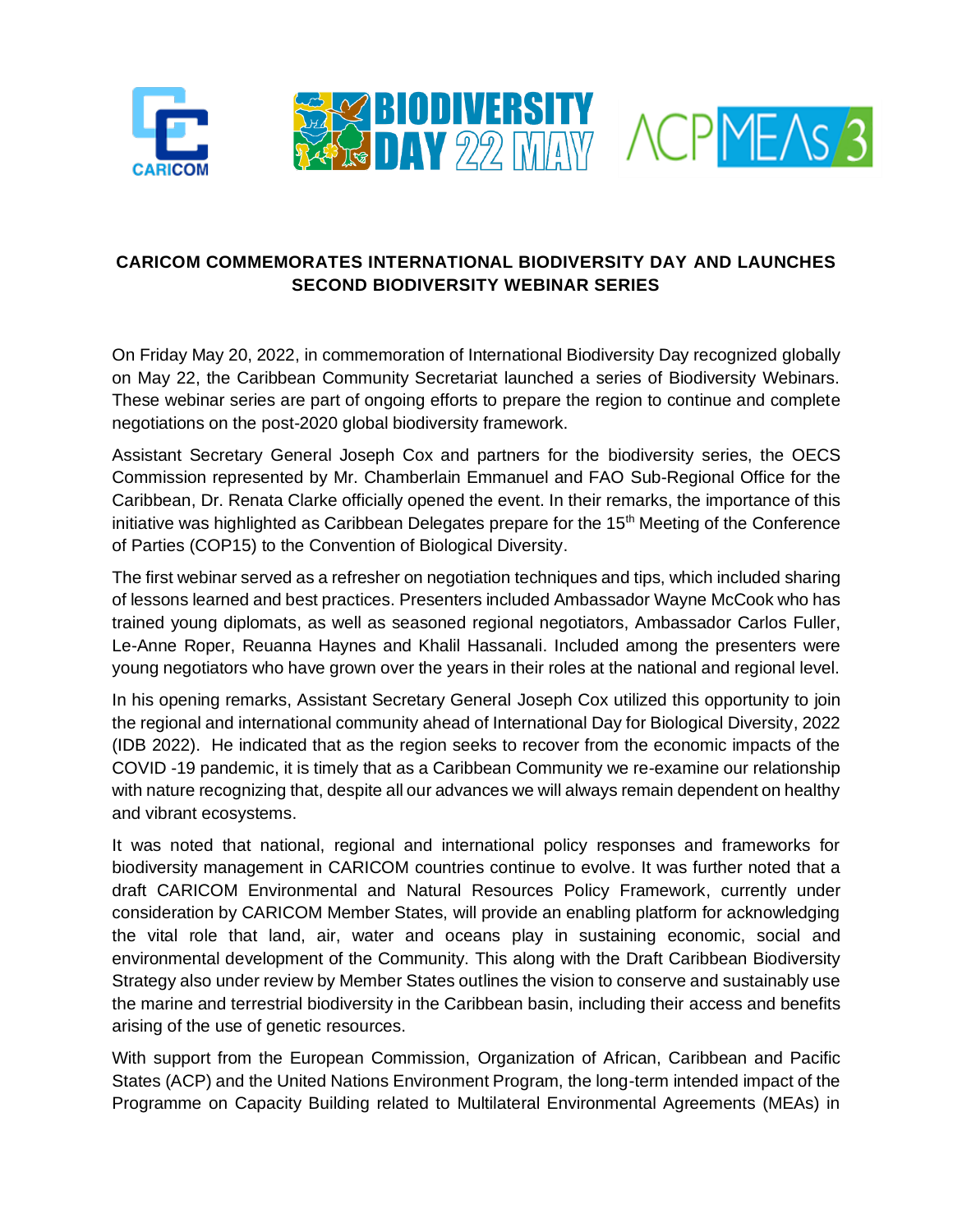# CARICOM COMMEMORATES INTERNATIONAL BIODIVERSITY DAY AND LAUNCHES SECOND BIODIVERSITY WEBINAR SERIES

On Friday May 20, 2022, in commemoration of International Biodiversity Day recognized globally on May 22, the Caribbean Community Secretariat launched a series of Biodiversity Webinars. These webinar series are part of ongoing efforts to prepare the region to continue and complete negotiations on the post-2020 global biodiversity framework.

Assistant Secretary General Joseph Cox and partners for the biodiversity series, the OECS Commission represented by Mr. Chamberlain Emmanuel and FAO Sub-Regional Office for the Caribbean, Dr. Renata Clarke officially opened the event. In their remarks, the importance of this initiative was highlighted as Caribbean Delegates prepare for the 15th Meeting of the Conference of Parties (COP15) to the Convention of Biological Diversity.

The first webinar served as a refresher on negotiation techniques and tips, which included sharing of lessons learned and best practices. Presenters included Ambassador Wayne McCook who has trained young diplomats, as well as seasoned regional negotiators, Ambassador Carlos Fuller, Le-Anne Roper, Reuanna Haynes and Khalil Hassanali. Included among the presenters were young negotiators who have grown over the years in their roles at the national and regional level.

In his opening remarks, Assistant Secretary General Joseph Cox utilized this opportunity to join the regional and international community ahead of International Day for Biological Diversity, 2022 (IDB 2022). He indicated that as the region seeks to recover from the economic impacts of the COVID -19 pandemic, it is timely that as a Caribbean Community we re-examine our relationship with nature recognizing that, despite all our advances we will always remain dependent on healthy and vibrant ecosystems.

It was noted that national, regional and international policy responses and frameworks for biodiversity management in CARICOM countries continue to evolve. It was further noted that a draft CARICOM Environmental and Natural Resources Policy Framework, currently under consideration by CARICOM Member States, will provide an enabling platform for acknowledging the vital role that land, air, water and oceans play in sustaining economic, social and environmental development of the Community. This along with the Draft Caribbean Biodiversity Strategy also under review by Member States outlines the vision to conserve and sustainably use the marine and terrestrial biodiversity in the Caribbean basin, including their access and benefits arising of the use of genetic resources.

With support from the European Commission, Organization of African, Caribbean and Pacific States (ACP) and the United Nations Environment Program, the long-term intended impact of the Programme on Capacity Building related to Multilateral Environmental Agreements (MEAs) in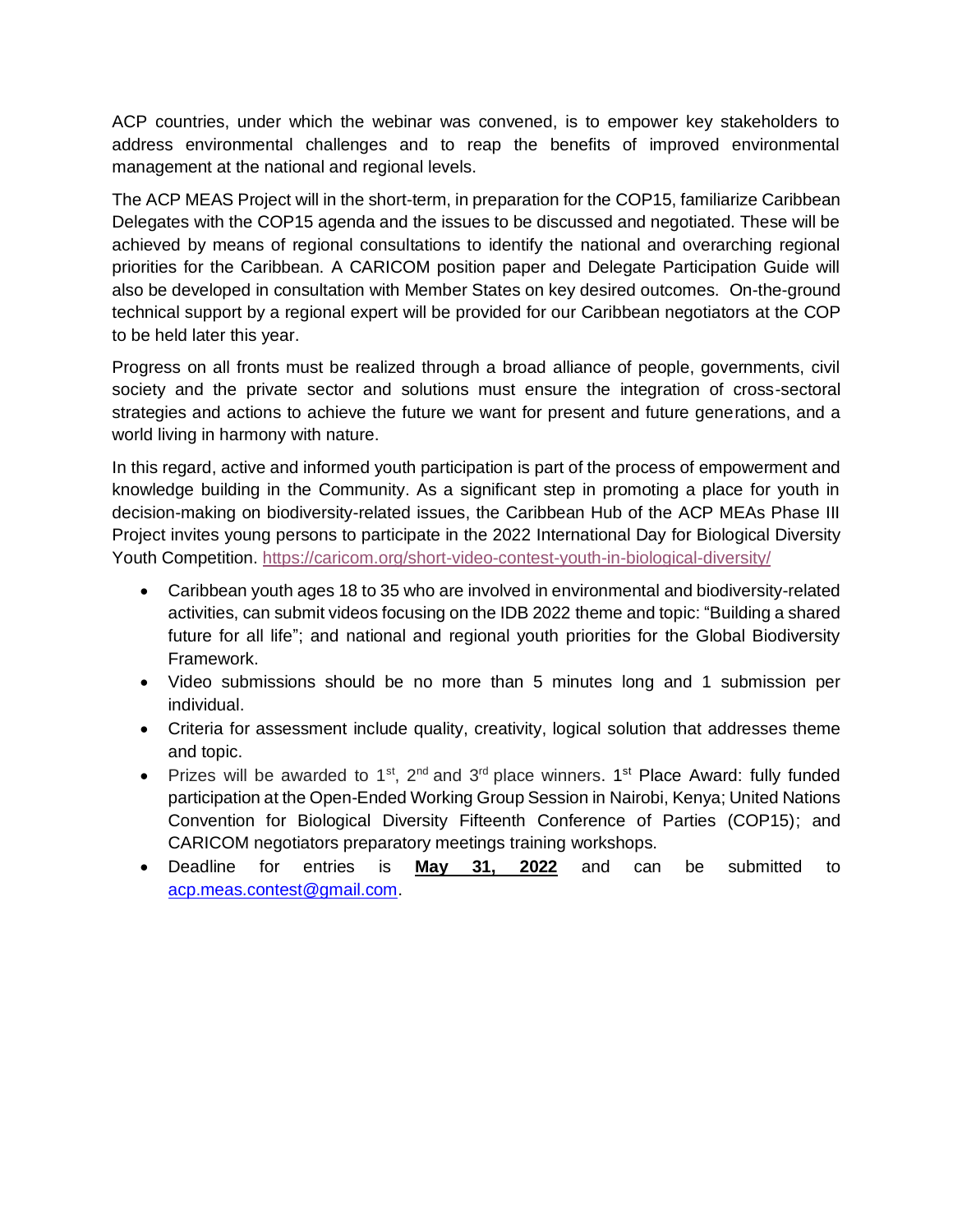ACP countries, under which the webinar was convened, is to empower key stakeholders to address environmental challenges and to reap the benefits of improved environmental management at the national and regional levels.

The ACP MEAS Project will in the short-term, in preparation for the COP15, familiarize Caribbean Delegates with the COP15 agenda and the issues to be discussed and negotiated. These will be achieved by means of regional consultations to identify the national and overarching regional priorities for the Caribbean. A CARICOM position paper and Delegate Participation Guide will also be developed in consultation with Member States on key desired outcomes. On-the-ground technical support by a regional expert will be provided for our Caribbean negotiators at the COP to be held later this year.

Progress on all fronts must be realized through a broad alliance of people, governments, civil society and the private sector and solutions must ensure the integration of cross-sectoral strategies and actions to achieve the future we want for present and future generations, and a world living in harmony with nature.

In this regard, active and informed youth participation is part of the process of empowerment and knowledge building in the Community. As a significant step in promoting a place for youth in decision-making on biodiversity-related issues, the Caribbean Hub of the ACP MEAs Phase III Project invites young persons to participate in the 2022 International Day for Biological Diversity Youth Competition. https://caricom.org/short-video-contest-youth-in-biological-diversity/

- Caribbean youth ages 18 to 35 who are involved in environmental and biodiversity-related activities, can submit videos focusing on the IDB 2022 theme and topic: "Building a shared future for all life"; and national and regional youth priorities for the Global Biodiversity Framework.
- Video submissions should be no more than 5 minutes long and 1 submission per individual.
- Criteria for assessment include quality, creativity, logical solution that addresses theme and topic.
- Prizes will be awarded to 1st, 2nd and 3rd place winners. 1st Place Award: fully funded participation at the Open-Ended Working Group Session in Nairobi, Kenya; United Nations Convention for Biological Diversity Fifteenth Conference of Parties (COP15); and CARICOM negotiators preparatory meetings training workshops.
- Deadline for entries is **May 31, 2022** and can be submitted to acp.meas.contest@gmail.com.